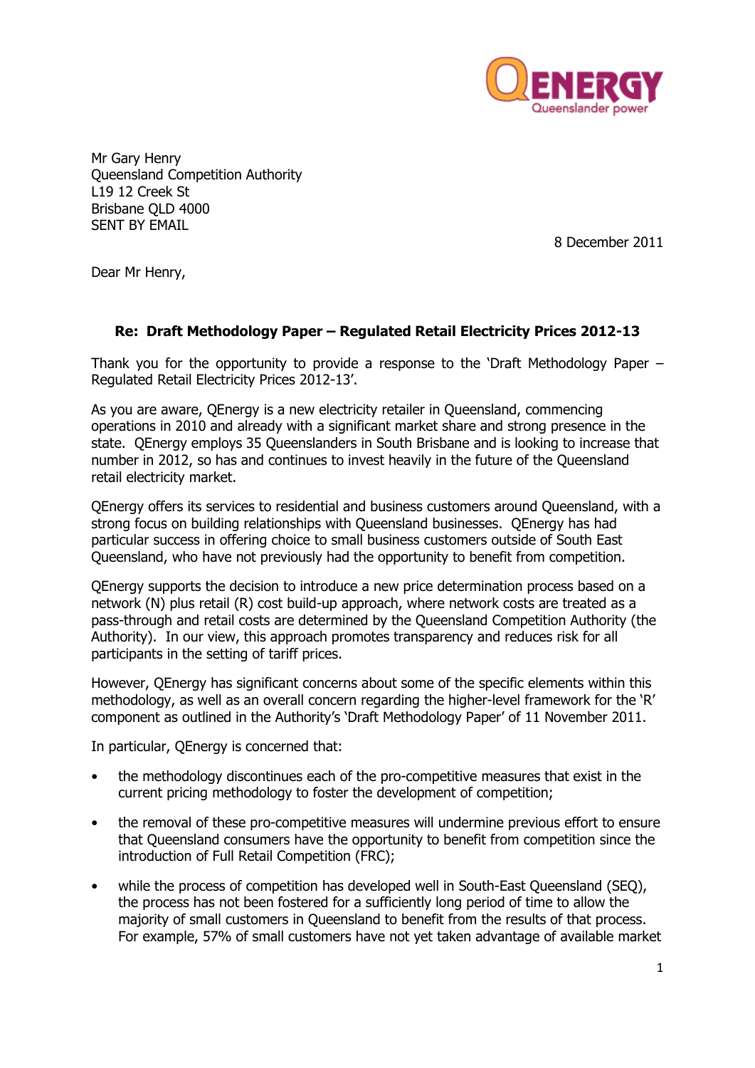Mr Gary Henry
Queensland Competition Authority
L19 12 Creek St
Brisbane QLD 4000
SENT BY EMAIL

8 December 2011

Dear Mr Henry,

**Re: Draft Methodology Paper – Regulated Retail Electricity Prices 2012-13**

Thank you for the opportunity to provide a response to the 'Draft Methodology Paper – Regulated Retail Electricity Prices 2012-13'.

As you are aware, QEnergy is a new electricity retailer in Queensland, commencing operations in 2010 and already with a significant market share and strong presence in the state. QEnergy employs 35 Queenslanders in South Brisbane and is looking to increase that number in 2012, so has and continues to invest heavily in the future of the Queensland retail electricity market.

QEnergy offers its services to residential and business customers around Queensland, with a strong focus on building relationships with Queensland businesses. QEnergy has had particular success in offering choice to small business customers outside of South East Queensland, who have not previously had the opportunity to benefit from competition.

QEnergy supports the decision to introduce a new price determination process based on a network (N) plus retail (R) cost build-up approach, where network costs are treated as a pass-through and retail costs are determined by the Queensland Competition Authority (the Authority). In our view, this approach promotes transparency and reduces risk for all participants in the setting of tariff prices.

However, QEnergy has significant concerns about some of the specific elements within this methodology, as well as an overall concern regarding the higher-level framework for the 'R' component as outlined in the Authority's 'Draft Methodology Paper' of 11 November 2011.

In particular, QEnergy is concerned that:

- the methodology discontinues each of the pro-competitive measures that exist in the current pricing methodology to foster the development of competition;
- the removal of these pro-competitive measures will undermine previous effort to ensure that Queensland consumers have the opportunity to benefit from competition since the introduction of Full Retail Competition (FRC);
- while the process of competition has developed well in South-East Queensland (SEQ), the process has not been fostered for a sufficiently long period of time to allow the majority of small customers in Queensland to benefit from the results of that process. For example, 57% of small customers have not yet taken advantage of available market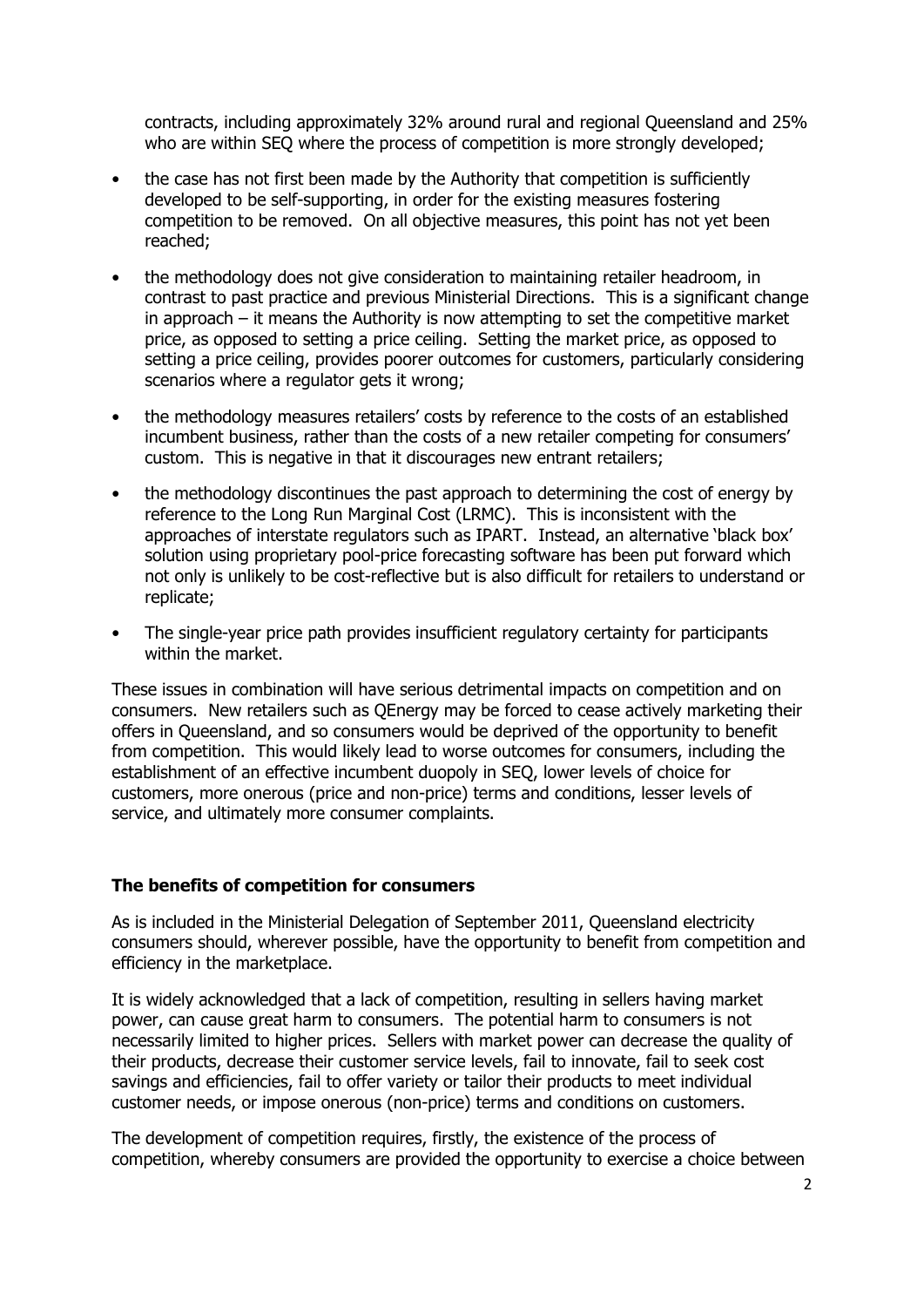contracts, including approximately 32% around rural and regional Queensland and 25% who are within SEQ where the process of competition is more strongly developed;

- the case has not first been made by the Authority that competition is sufficiently developed to be self-supporting, in order for the existing measures fostering competition to be removed. On all objective measures, this point has not yet been reached;
- the methodology does not give consideration to maintaining retailer headroom, in contrast to past practice and previous Ministerial Directions. This is a significant change in approach – it means the Authority is now attempting to set the competitive market price, as opposed to setting a price ceiling. Setting the market price, as opposed to setting a price ceiling, provides poorer outcomes for customers, particularly considering scenarios where a regulator gets it wrong;
- the methodology measures retailers' costs by reference to the costs of an established incumbent business, rather than the costs of a new retailer competing for consumers' custom. This is negative in that it discourages new entrant retailers;
- the methodology discontinues the past approach to determining the cost of energy by reference to the Long Run Marginal Cost (LRMC). This is inconsistent with the approaches of interstate regulators such as IPART. Instead, an alternative 'black box' solution using proprietary pool-price forecasting software has been put forward which not only is unlikely to be cost-reflective but is also difficult for retailers to understand or replicate;
- The single-year price path provides insufficient regulatory certainty for participants within the market.

These issues in combination will have serious detrimental impacts on competition and on consumers. New retailers such as QEnergy may be forced to cease actively marketing their offers in Queensland, and so consumers would be deprived of the opportunity to benefit from competition. This would likely lead to worse outcomes for consumers, including the establishment of an effective incumbent duopoly in SEQ, lower levels of choice for customers, more onerous (price and non-price) terms and conditions, lesser levels of service, and ultimately more consumer complaints.

## The benefits of competition for consumers

As is included in the Ministerial Delegation of September 2011, Queensland electricity consumers should, wherever possible, have the opportunity to benefit from competition and efficiency in the marketplace.

It is widely acknowledged that a lack of competition, resulting in sellers having market power, can cause great harm to consumers. The potential harm to consumers is not necessarily limited to higher prices. Sellers with market power can decrease the quality of their products, decrease their customer service levels, fail to innovate, fail to seek cost savings and efficiencies, fail to offer variety or tailor their products to meet individual customer needs, or impose onerous (non-price) terms and conditions on customers.

The development of competition requires, firstly, the existence of the process of competition, whereby consumers are provided the opportunity to exercise a choice between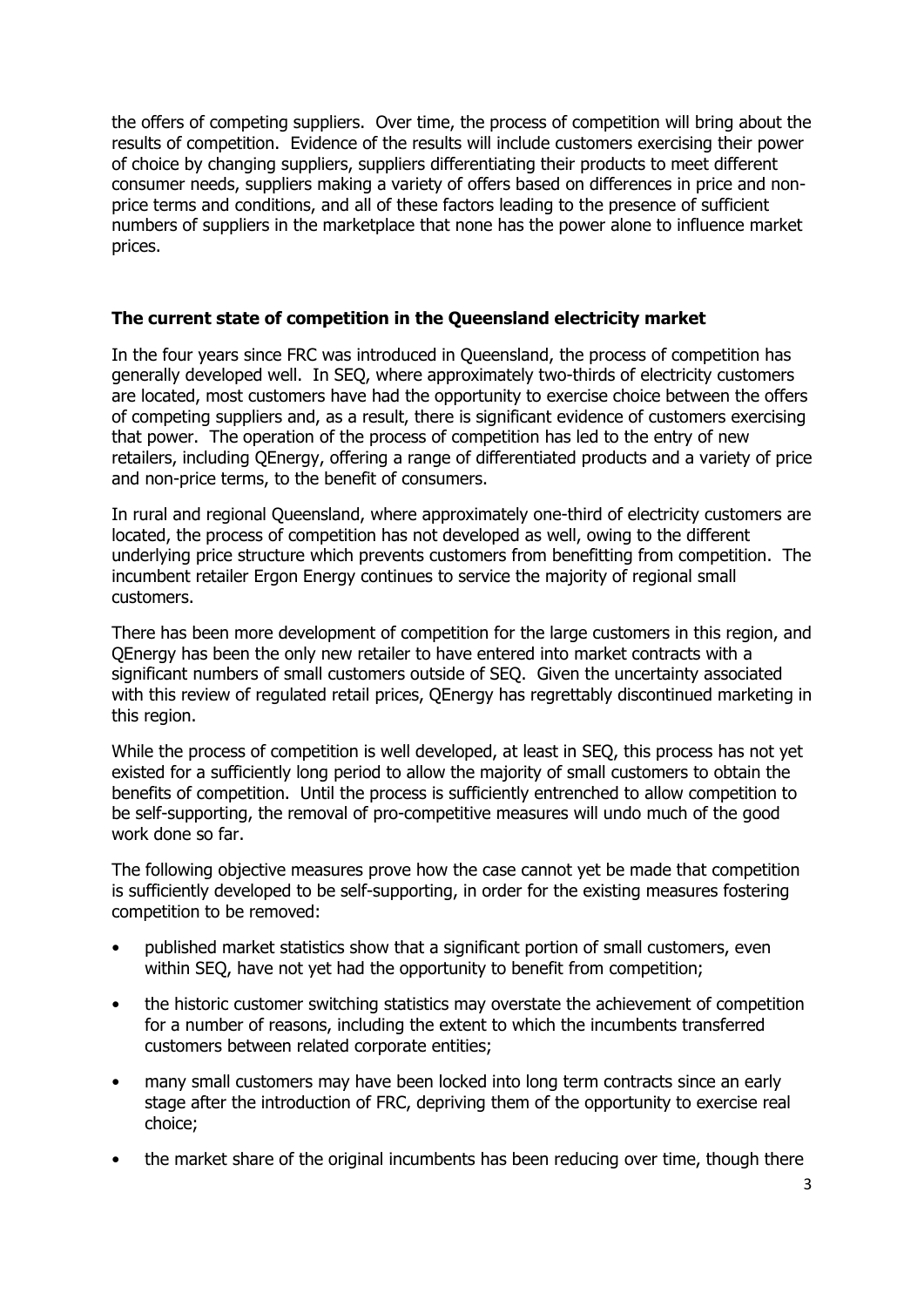the offers of competing suppliers. Over time, the process of competition will bring about the results of competition. Evidence of the results will include customers exercising their power of choice by changing suppliers, suppliers differentiating their products to meet different consumer needs, suppliers making a variety of offers based on differences in price and non-price terms and conditions, and all of these factors leading to the presence of sufficient numbers of suppliers in the marketplace that none has the power alone to influence market prices.

**The current state of competition in the Queensland electricity market**

In the four years since FRC was introduced in Queensland, the process of competition has generally developed well. In SEQ, where approximately two-thirds of electricity customers are located, most customers have had the opportunity to exercise choice between the offers of competing suppliers and, as a result, there is significant evidence of customers exercising that power. The operation of the process of competition has led to the entry of new retailers, including QEnergy, offering a range of differentiated products and a variety of price and non-price terms, to the benefit of consumers.

In rural and regional Queensland, where approximately one-third of electricity customers are located, the process of competition has not developed as well, owing to the different underlying price structure which prevents customers from benefitting from competition. The incumbent retailer Ergon Energy continues to service the majority of regional small customers.

There has been more development of competition for the large customers in this region, and QEnergy has been the only new retailer to have entered into market contracts with a significant numbers of small customers outside of SEQ. Given the uncertainty associated with this review of regulated retail prices, QEnergy has regrettably discontinued marketing in this region.

While the process of competition is well developed, at least in SEQ, this process has not yet existed for a sufficiently long period to allow the majority of small customers to obtain the benefits of competition. Until the process is sufficiently entrenched to allow competition to be self-supporting, the removal of pro-competitive measures will undo much of the good work done so far.

The following objective measures prove how the case cannot yet be made that competition is sufficiently developed to be self-supporting, in order for the existing measures fostering competition to be removed:

- published market statistics show that a significant portion of small customers, even within SEQ, have not yet had the opportunity to benefit from competition;
- the historic customer switching statistics may overstate the achievement of competition for a number of reasons, including the extent to which the incumbents transferred customers between related corporate entities;
- many small customers may have been locked into long term contracts since an early stage after the introduction of FRC, depriving them of the opportunity to exercise real choice;
- the market share of the original incumbents has been reducing over time, though there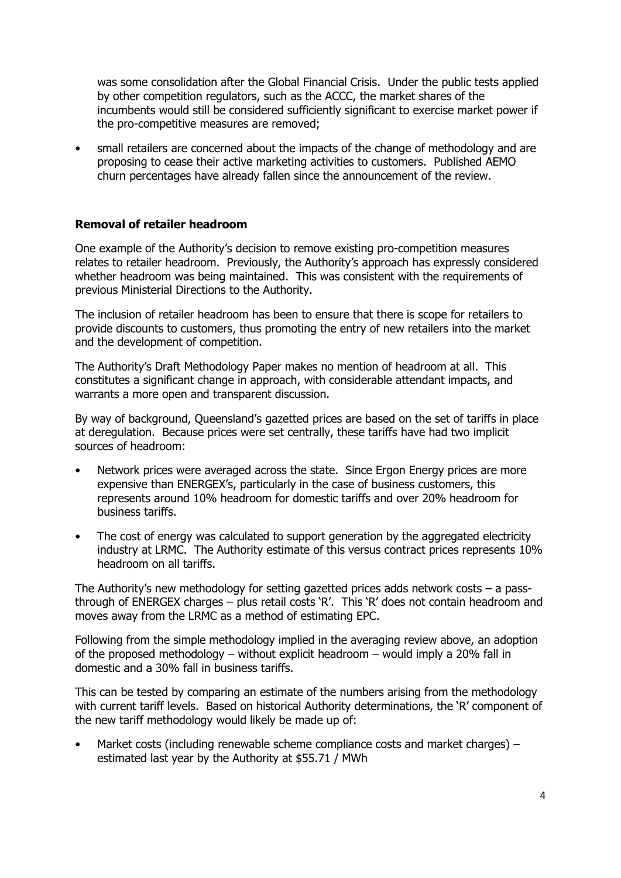was some consolidation after the Global Financial Crisis. Under the public tests applied by other competition regulators, such as the ACCC, the market shares of the incumbents would still be considered sufficiently significant to exercise market power if the pro-competitive measures are removed;

- small retailers are concerned about the impacts of the change of methodology and are proposing to cease their active marketing activities to customers. Published AEMO churn percentages have already fallen since the announcement of the review.

## Removal of retailer headroom

One example of the Authority's decision to remove existing pro-competition measures relates to retailer headroom. Previously, the Authority's approach has expressly considered whether headroom was being maintained. This was consistent with the requirements of previous Ministerial Directions to the Authority.

The inclusion of retailer headroom has been to ensure that there is scope for retailers to provide discounts to customers, thus promoting the entry of new retailers into the market and the development of competition.

The Authority's Draft Methodology Paper makes no mention of headroom at all. This constitutes a significant change in approach, with considerable attendant impacts, and warrants a more open and transparent discussion.

By way of background, Queensland's gazetted prices are based on the set of tariffs in place at deregulation. Because prices were set centrally, these tariffs have had two implicit sources of headroom:

- Network prices were averaged across the state. Since Ergon Energy prices are more expensive than ENERGEX's, particularly in the case of business customers, this represents around 10% headroom for domestic tariffs and over 20% headroom for business tariffs.
- The cost of energy was calculated to support generation by the aggregated electricity industry at LRMC. The Authority estimate of this versus contract prices represents 10% headroom on all tariffs.

The Authority's new methodology for setting gazetted prices adds network costs – a pass-through of ENERGEX charges – plus retail costs 'R'. This 'R' does not contain headroom and moves away from the LRMC as a method of estimating EPC.

Following from the simple methodology implied in the averaging review above, an adoption of the proposed methodology – without explicit headroom – would imply a 20% fall in domestic and a 30% fall in business tariffs.

This can be tested by comparing an estimate of the numbers arising from the methodology with current tariff levels. Based on historical Authority determinations, the 'R' component of the new tariff methodology would likely be made up of:

- Market costs (including renewable scheme compliance costs and market charges) – estimated last year by the Authority at $55.71 / MWh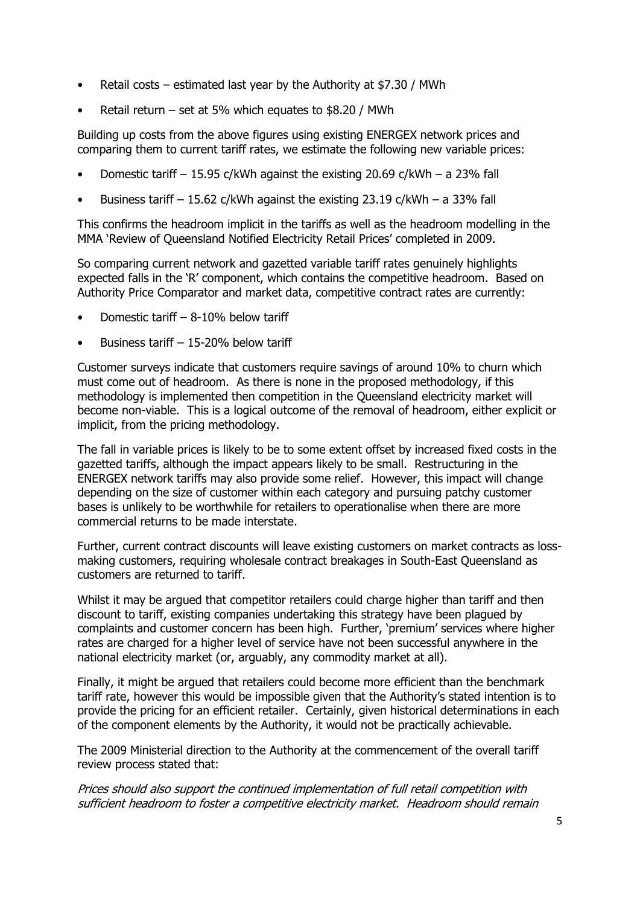- Retail costs – estimated last year by the Authority at $7.30 / MWh
- Retail return – set at 5% which equates to $8.20 / MWh

Building up costs from the above figures using existing ENERGEX network prices and comparing them to current tariff rates, we estimate the following new variable prices:

- Domestic tariff – 15.95 c/kWh against the existing 20.69 c/kWh – a 23% fall
- Business tariff – 15.62 c/kWh against the existing 23.19 c/kWh – a 33% fall

This confirms the headroom implicit in the tariffs as well as the headroom modelling in the MMA 'Review of Queensland Notified Electricity Retail Prices' completed in 2009.

So comparing current network and gazetted variable tariff rates genuinely highlights expected falls in the 'R' component, which contains the competitive headroom. Based on Authority Price Comparator and market data, competitive contract rates are currently:

- Domestic tariff – 8-10% below tariff
- Business tariff – 15-20% below tariff

Customer surveys indicate that customers require savings of around 10% to churn which must come out of headroom. As there is none in the proposed methodology, if this methodology is implemented then competition in the Queensland electricity market will become non-viable. This is a logical outcome of the removal of headroom, either explicit or implicit, from the pricing methodology.

The fall in variable prices is likely to be to some extent offset by increased fixed costs in the gazetted tariffs, although the impact appears likely to be small. Restructuring in the ENERGEX network tariffs may also provide some relief. However, this impact will change depending on the size of customer within each category and pursuing patchy customer bases is unlikely to be worthwhile for retailers to operationalise when there are more commercial returns to be made interstate.

Further, current contract discounts will leave existing customers on market contracts as loss-making customers, requiring wholesale contract breakages in South-East Queensland as customers are returned to tariff.

Whilst it may be argued that competitor retailers could charge higher than tariff and then discount to tariff, existing companies undertaking this strategy have been plagued by complaints and customer concern has been high. Further, 'premium' services where higher rates are charged for a higher level of service have not been successful anywhere in the national electricity market (or, arguably, any commodity market at all).

Finally, it might be argued that retailers could become more efficient than the benchmark tariff rate, however this would be impossible given that the Authority's stated intention is to provide the pricing for an efficient retailer. Certainly, given historical determinations in each of the component elements by the Authority, it would not be practically achievable.

The 2009 Ministerial direction to the Authority at the commencement of the overall tariff review process stated that:

*Prices should also support the continued implementation of full retail competition with sufficient headroom to foster a competitive electricity market. Headroom should remain*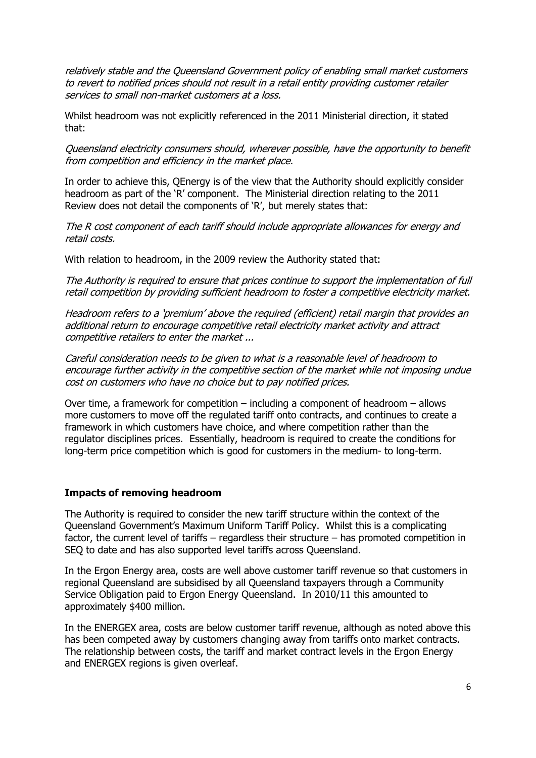*relatively stable and the Queensland Government policy of enabling small market customers to revert to notified prices should not result in a retail entity providing customer retailer services to small non-market customers at a loss.*

Whilst headroom was not explicitly referenced in the 2011 Ministerial direction, it stated that:

*Queensland electricity consumers should, wherever possible, have the opportunity to benefit from competition and efficiency in the market place.*

In order to achieve this, QEnergy is of the view that the Authority should explicitly consider headroom as part of the 'R' component. The Ministerial direction relating to the 2011 Review does not detail the components of 'R', but merely states that:

*The R cost component of each tariff should include appropriate allowances for energy and retail costs.*

With relation to headroom, in the 2009 review the Authority stated that:

*The Authority is required to ensure that prices continue to support the implementation of full retail competition by providing sufficient headroom to foster a competitive electricity market.*

*Headroom refers to a 'premium' above the required (efficient) retail margin that provides an additional return to encourage competitive retail electricity market activity and attract competitive retailers to enter the market ...*

*Careful consideration needs to be given to what is a reasonable level of headroom to encourage further activity in the competitive section of the market while not imposing undue cost on customers who have no choice but to pay notified prices.*

Over time, a framework for competition – including a component of headroom – allows more customers to move off the regulated tariff onto contracts, and continues to create a framework in which customers have choice, and where competition rather than the regulator disciplines prices. Essentially, headroom is required to create the conditions for long-term price competition which is good for customers in the medium- to long-term.

## Impacts of removing headroom

The Authority is required to consider the new tariff structure within the context of the Queensland Government's Maximum Uniform Tariff Policy. Whilst this is a complicating factor, the current level of tariffs – regardless their structure – has promoted competition in SEQ to date and has also supported level tariffs across Queensland.

In the Ergon Energy area, costs are well above customer tariff revenue so that customers in regional Queensland are subsidised by all Queensland taxpayers through a Community Service Obligation paid to Ergon Energy Queensland. In 2010/11 this amounted to approximately $400 million.

In the ENERGEX area, costs are below customer tariff revenue, although as noted above this has been competed away by customers changing away from tariffs onto market contracts. The relationship between costs, the tariff and market contract levels in the Ergon Energy and ENERGEX regions is given overleaf.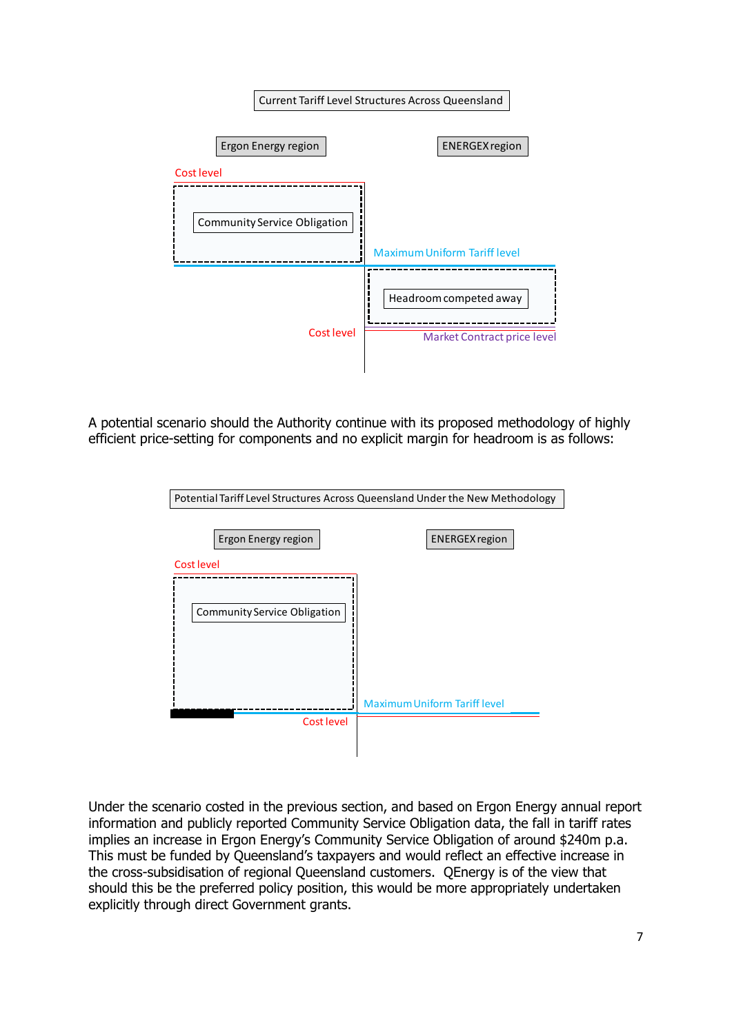Current Tariff Level Structures Across Queensland

Ergon Energy region

ENERGEX region

Cost level

Community Service Obligation

Maximum Uniform Tariff level

Headroom competed away

Cost level

Market Contract price level

A potential scenario should the Authority continue with its proposed methodology of highly efficient price-setting for components and no explicit margin for headroom is as follows:

Potential Tariff Level Structures Across Queensland Under the New Methodology

Ergon Energy region

ENERGEX region

Cost level

Community Service Obligation

Maximum Uniform Tariff level

Cost level

Under the scenario costed in the previous section, and based on Ergon Energy annual report information and publicly reported Community Service Obligation data, the fall in tariff rates implies an increase in Ergon Energy's Community Service Obligation of around $240m p.a. This must be funded by Queensland's taxpayers and would reflect an effective increase in the cross-subsidisation of regional Queensland customers. QEnergy is of the view that should this be the preferred policy position, this would be more appropriately undertaken explicitly through direct Government grants.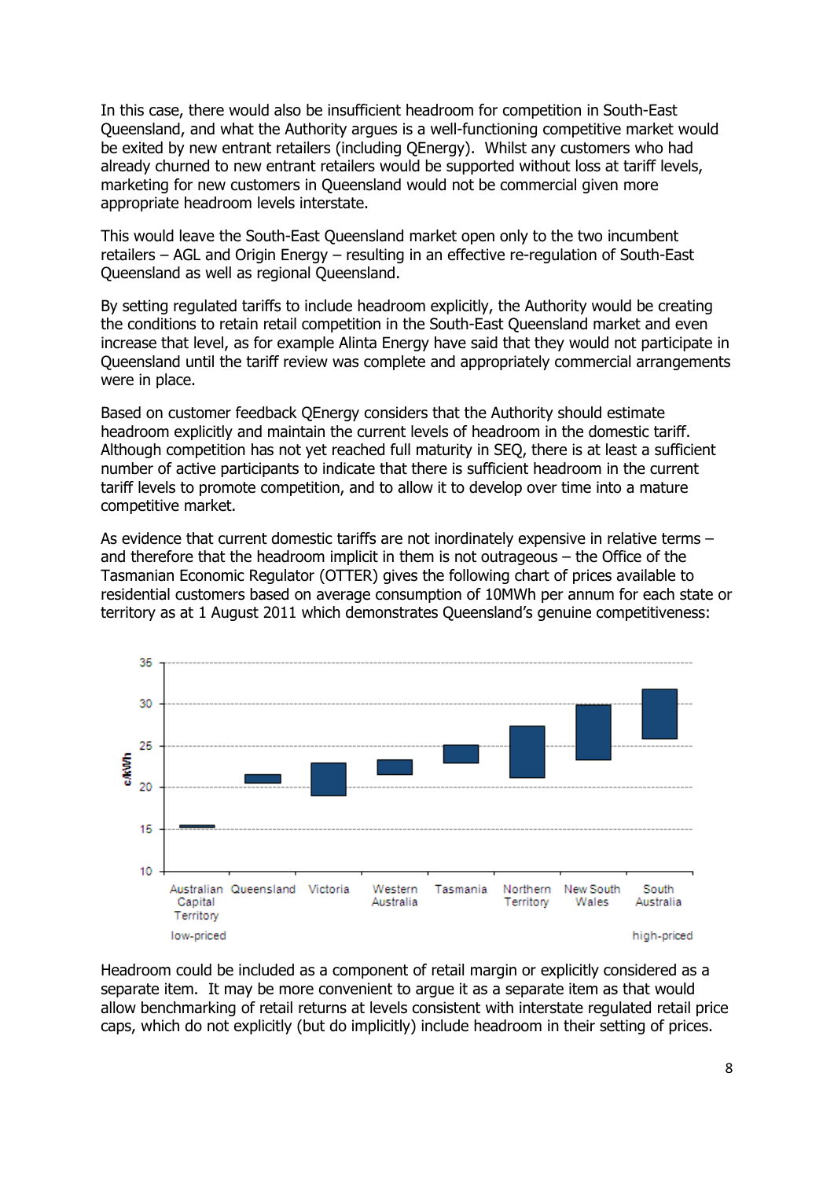In this case, there would also be insufficient headroom for competition in South-East Queensland, and what the Authority argues is a well-functioning competitive market would be exited by new entrant retailers (including QEnergy). Whilst any customers who had already churned to new entrant retailers would be supported without loss at tariff levels, marketing for new customers in Queensland would not be commercial given more appropriate headroom levels interstate.

This would leave the South-East Queensland market open only to the two incumbent retailers – AGL and Origin Energy – resulting in an effective re-regulation of South-East Queensland as well as regional Queensland.

By setting regulated tariffs to include headroom explicitly, the Authority would be creating the conditions to retain retail competition in the South-East Queensland market and even increase that level, as for example Alinta Energy have said that they would not participate in Queensland until the tariff review was complete and appropriately commercial arrangements were in place.

Based on customer feedback QEnergy considers that the Authority should estimate headroom explicitly and maintain the current levels of headroom in the domestic tariff. Although competition has not yet reached full maturity in SEQ, there is at least a sufficient number of active participants to indicate that there is sufficient headroom in the current tariff levels to promote competition, and to allow it to develop over time into a mature competitive market.

As evidence that current domestic tariffs are not inordinately expensive in relative terms – and therefore that the headroom implicit in them is not outrageous – the Office of the Tasmanian Economic Regulator (OTTER) gives the following chart of prices available to residential customers based on average consumption of 10MWh per annum for each state or territory as at 1 August 2011 which demonstrates Queensland's genuine competitiveness:

Headroom could be included as a component of retail margin or explicitly considered as a separate item. It may be more convenient to argue it as a separate item as that would allow benchmarking of retail returns at levels consistent with interstate regulated retail price caps, which do not explicitly (but do implicitly) include headroom in their setting of prices.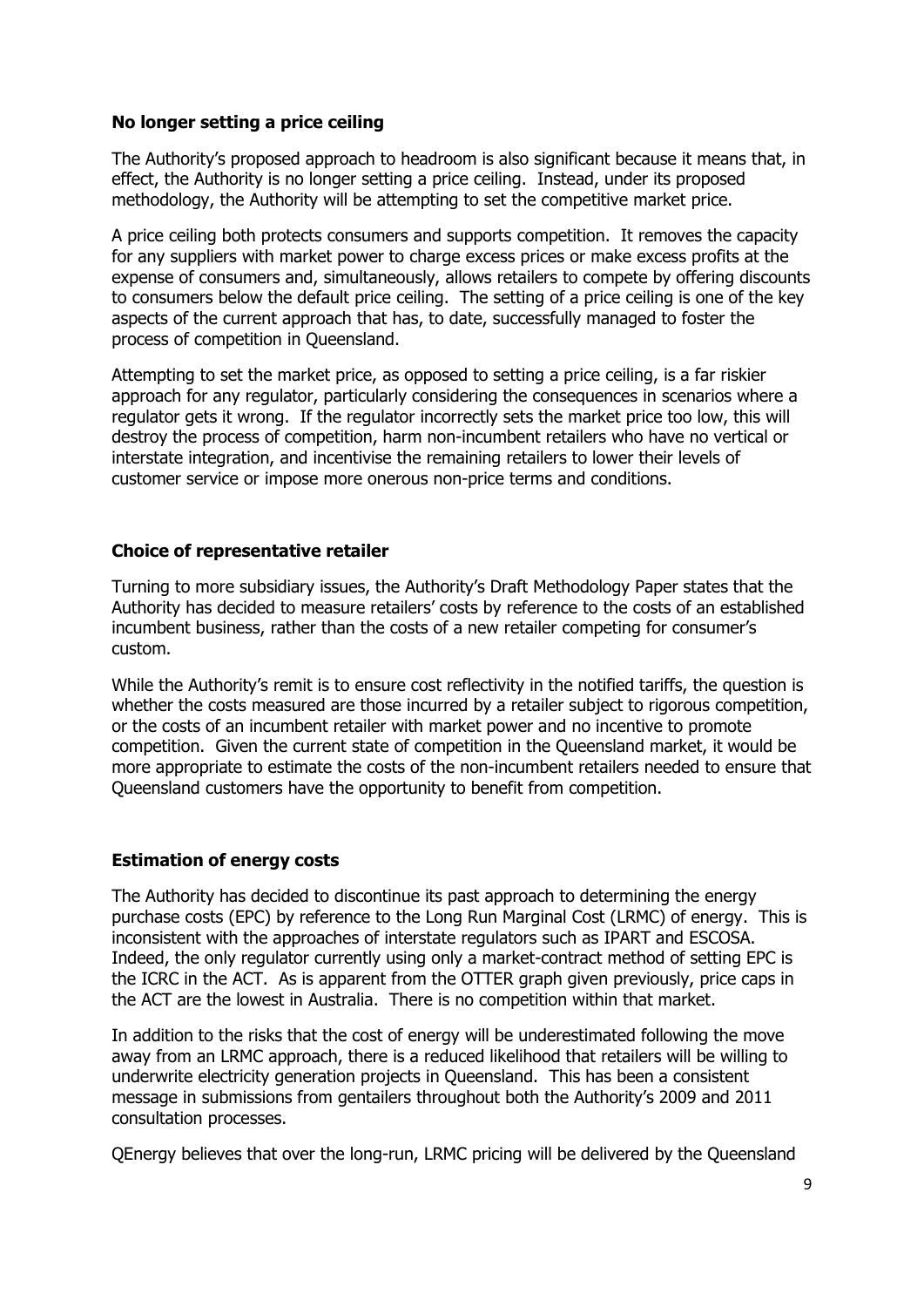### No longer setting a price ceiling

The Authority's proposed approach to headroom is also significant because it means that, in effect, the Authority is no longer setting a price ceiling. Instead, under its proposed methodology, the Authority will be attempting to set the competitive market price.

A price ceiling both protects consumers and supports competition. It removes the capacity for any suppliers with market power to charge excess prices or make excess profits at the expense of consumers and, simultaneously, allows retailers to compete by offering discounts to consumers below the default price ceiling. The setting of a price ceiling is one of the key aspects of the current approach that has, to date, successfully managed to foster the process of competition in Queensland.

Attempting to set the market price, as opposed to setting a price ceiling, is a far riskier approach for any regulator, particularly considering the consequences in scenarios where a regulator gets it wrong. If the regulator incorrectly sets the market price too low, this will destroy the process of competition, harm non-incumbent retailers who have no vertical or interstate integration, and incentivise the remaining retailers to lower their levels of customer service or impose more onerous non-price terms and conditions.

### Choice of representative retailer

Turning to more subsidiary issues, the Authority's Draft Methodology Paper states that the Authority has decided to measure retailers' costs by reference to the costs of an established incumbent business, rather than the costs of a new retailer competing for consumer's custom.

While the Authority's remit is to ensure cost reflectivity in the notified tariffs, the question is whether the costs measured are those incurred by a retailer subject to rigorous competition, or the costs of an incumbent retailer with market power and no incentive to promote competition. Given the current state of competition in the Queensland market, it would be more appropriate to estimate the costs of the non-incumbent retailers needed to ensure that Queensland customers have the opportunity to benefit from competition.

### Estimation of energy costs

The Authority has decided to discontinue its past approach to determining the energy purchase costs (EPC) by reference to the Long Run Marginal Cost (LRMC) of energy. This is inconsistent with the approaches of interstate regulators such as IPART and ESCOSA. Indeed, the only regulator currently using only a market-contract method of setting EPC is the ICRC in the ACT. As is apparent from the OTTER graph given previously, price caps in the ACT are the lowest in Australia. There is no competition within that market.

In addition to the risks that the cost of energy will be underestimated following the move away from an LRMC approach, there is a reduced likelihood that retailers will be willing to underwrite electricity generation projects in Queensland. This has been a consistent message in submissions from gentailers throughout both the Authority's 2009 and 2011 consultation processes.

QEnergy believes that over the long-run, LRMC pricing will be delivered by the Queensland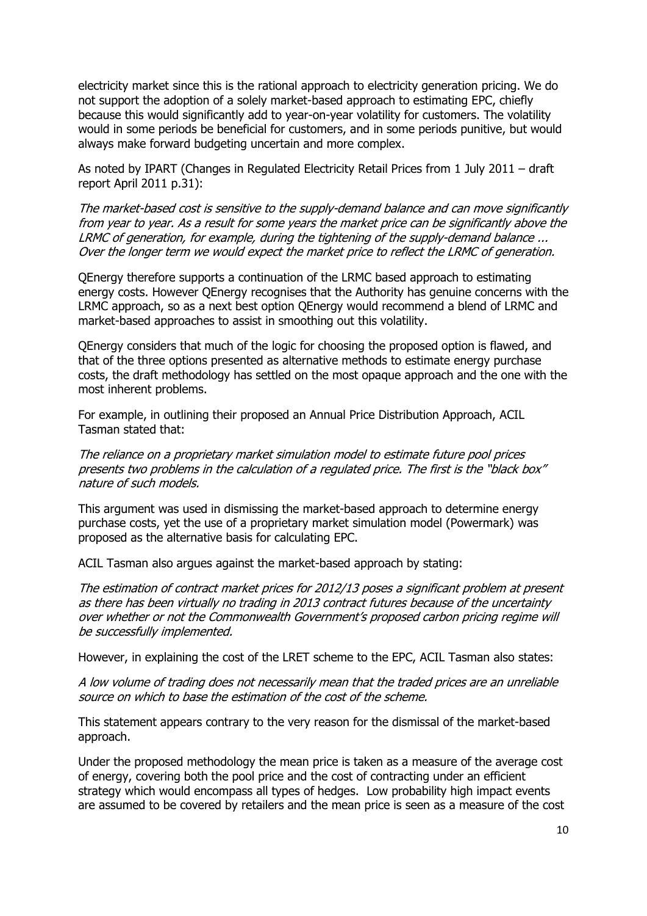electricity market since this is the rational approach to electricity generation pricing. We do not support the adoption of a solely market-based approach to estimating EPC, chiefly because this would significantly add to year-on-year volatility for customers. The volatility would in some periods be beneficial for customers, and in some periods punitive, but would always make forward budgeting uncertain and more complex.

As noted by IPART (Changes in Regulated Electricity Retail Prices from 1 July 2011 – draft report April 2011 p.31):

*The market-based cost is sensitive to the supply-demand balance and can move significantly from year to year. As a result for some years the market price can be significantly above the LRMC of generation, for example, during the tightening of the supply-demand balance ... Over the longer term we would expect the market price to reflect the LRMC of generation.*

QEnergy therefore supports a continuation of the LRMC based approach to estimating energy costs. However QEnergy recognises that the Authority has genuine concerns with the LRMC approach, so as a next best option QEnergy would recommend a blend of LRMC and market-based approaches to assist in smoothing out this volatility.

QEnergy considers that much of the logic for choosing the proposed option is flawed, and that of the three options presented as alternative methods to estimate energy purchase costs, the draft methodology has settled on the most opaque approach and the one with the most inherent problems.

For example, in outlining their proposed an Annual Price Distribution Approach, ACIL Tasman stated that:

*The reliance on a proprietary market simulation model to estimate future pool prices presents two problems in the calculation of a regulated price. The first is the "black box" nature of such models.*

This argument was used in dismissing the market-based approach to determine energy purchase costs, yet the use of a proprietary market simulation model (Powermark) was proposed as the alternative basis for calculating EPC.

ACIL Tasman also argues against the market-based approach by stating:

*The estimation of contract market prices for 2012/13 poses a significant problem at present as there has been virtually no trading in 2013 contract futures because of the uncertainty over whether or not the Commonwealth Government's proposed carbon pricing regime will be successfully implemented.*

However, in explaining the cost of the LRET scheme to the EPC, ACIL Tasman also states:

*A low volume of trading does not necessarily mean that the traded prices are an unreliable source on which to base the estimation of the cost of the scheme.*

This statement appears contrary to the very reason for the dismissal of the market-based approach.

Under the proposed methodology the mean price is taken as a measure of the average cost of energy, covering both the pool price and the cost of contracting under an efficient strategy which would encompass all types of hedges. Low probability high impact events are assumed to be covered by retailers and the mean price is seen as a measure of the cost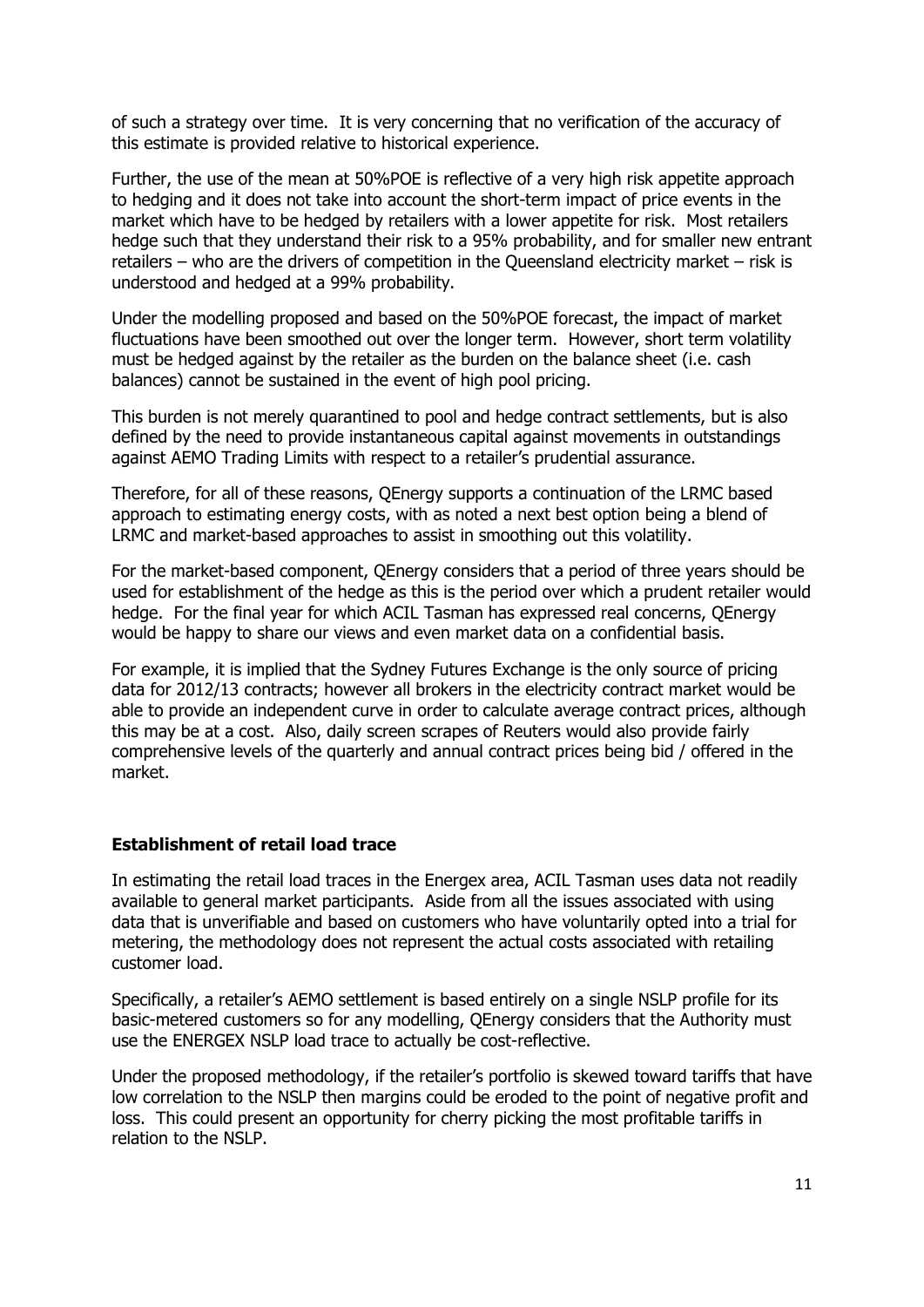of such a strategy over time. It is very concerning that no verification of the accuracy of this estimate is provided relative to historical experience.

Further, the use of the mean at 50%POE is reflective of a very high risk appetite approach to hedging and it does not take into account the short-term impact of price events in the market which have to be hedged by retailers with a lower appetite for risk. Most retailers hedge such that they understand their risk to a 95% probability, and for smaller new entrant retailers – who are the drivers of competition in the Queensland electricity market – risk is understood and hedged at a 99% probability.

Under the modelling proposed and based on the 50%POE forecast, the impact of market fluctuations have been smoothed out over the longer term. However, short term volatility must be hedged against by the retailer as the burden on the balance sheet (i.e. cash balances) cannot be sustained in the event of high pool pricing.

This burden is not merely quarantined to pool and hedge contract settlements, but is also defined by the need to provide instantaneous capital against movements in outstandings against AEMO Trading Limits with respect to a retailer's prudential assurance.

Therefore, for all of these reasons, QEnergy supports a continuation of the LRMC based approach to estimating energy costs, with as noted a next best option being a blend of LRMC and market-based approaches to assist in smoothing out this volatility.

For the market-based component, QEnergy considers that a period of three years should be used for establishment of the hedge as this is the period over which a prudent retailer would hedge. For the final year for which ACIL Tasman has expressed real concerns, QEnergy would be happy to share our views and even market data on a confidential basis.

For example, it is implied that the Sydney Futures Exchange is the only source of pricing data for 2012/13 contracts; however all brokers in the electricity contract market would be able to provide an independent curve in order to calculate average contract prices, although this may be at a cost. Also, daily screen scrapes of Reuters would also provide fairly comprehensive levels of the quarterly and annual contract prices being bid / offered in the market.

**Establishment of retail load trace**

In estimating the retail load traces in the Energex area, ACIL Tasman uses data not readily available to general market participants. Aside from all the issues associated with using data that is unverifiable and based on customers who have voluntarily opted into a trial for metering, the methodology does not represent the actual costs associated with retailing customer load.

Specifically, a retailer's AEMO settlement is based entirely on a single NSLP profile for its basic-metered customers so for any modelling, QEnergy considers that the Authority must use the ENERGEX NSLP load trace to actually be cost-reflective.

Under the proposed methodology, if the retailer's portfolio is skewed toward tariffs that have low correlation to the NSLP then margins could be eroded to the point of negative profit and loss. This could present an opportunity for cherry picking the most profitable tariffs in relation to the NSLP.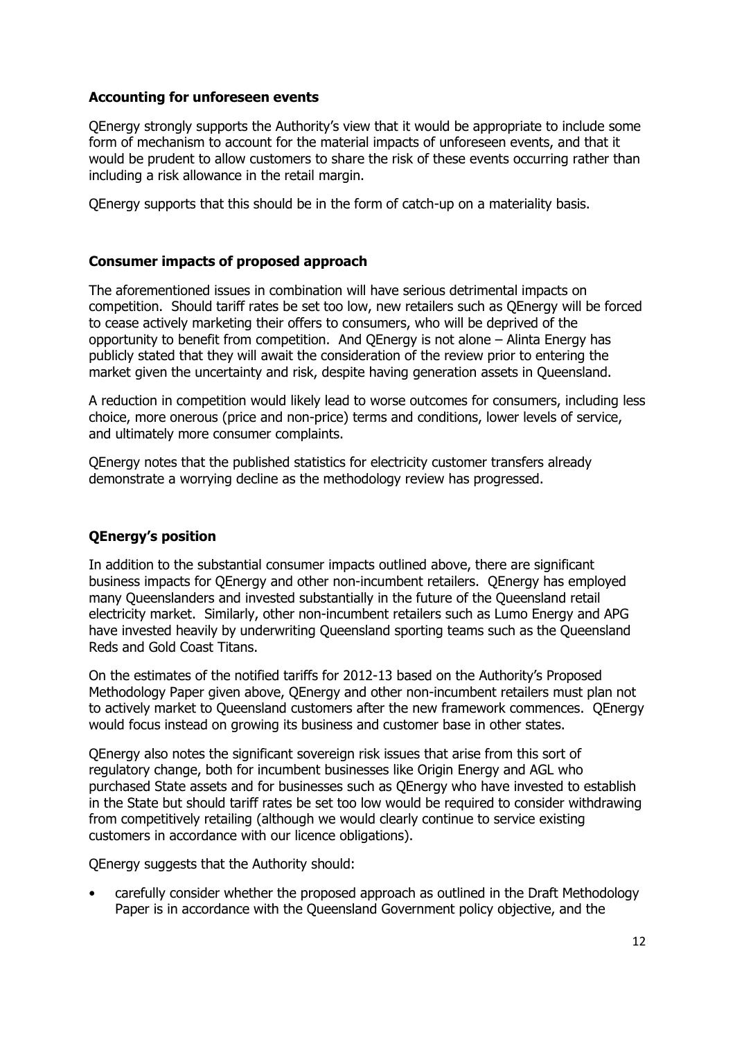**Accounting for unforeseen events**

QEnergy strongly supports the Authority's view that it would be appropriate to include some form of mechanism to account for the material impacts of unforeseen events, and that it would be prudent to allow customers to share the risk of these events occurring rather than including a risk allowance in the retail margin.

QEnergy supports that this should be in the form of catch-up on a materiality basis.

**Consumer impacts of proposed approach**

The aforementioned issues in combination will have serious detrimental impacts on competition. Should tariff rates be set too low, new retailers such as QEnergy will be forced to cease actively marketing their offers to consumers, who will be deprived of the opportunity to benefit from competition. And QEnergy is not alone – Alinta Energy has publicly stated that they will await the consideration of the review prior to entering the market given the uncertainty and risk, despite having generation assets in Queensland.

A reduction in competition would likely lead to worse outcomes for consumers, including less choice, more onerous (price and non-price) terms and conditions, lower levels of service, and ultimately more consumer complaints.

QEnergy notes that the published statistics for electricity customer transfers already demonstrate a worrying decline as the methodology review has progressed.

**QEnergy's position**

In addition to the substantial consumer impacts outlined above, there are significant business impacts for QEnergy and other non-incumbent retailers. QEnergy has employed many Queenslanders and invested substantially in the future of the Queensland retail electricity market. Similarly, other non-incumbent retailers such as Lumo Energy and APG have invested heavily by underwriting Queensland sporting teams such as the Queensland Reds and Gold Coast Titans.

On the estimates of the notified tariffs for 2012-13 based on the Authority's Proposed Methodology Paper given above, QEnergy and other non-incumbent retailers must plan not to actively market to Queensland customers after the new framework commences. QEnergy would focus instead on growing its business and customer base in other states.

QEnergy also notes the significant sovereign risk issues that arise from this sort of regulatory change, both for incumbent businesses like Origin Energy and AGL who purchased State assets and for businesses such as QEnergy who have invested to establish in the State but should tariff rates be set too low would be required to consider withdrawing from competitively retailing (although we would clearly continue to service existing customers in accordance with our licence obligations).

QEnergy suggests that the Authority should:

- carefully consider whether the proposed approach as outlined in the Draft Methodology Paper is in accordance with the Queensland Government policy objective, and the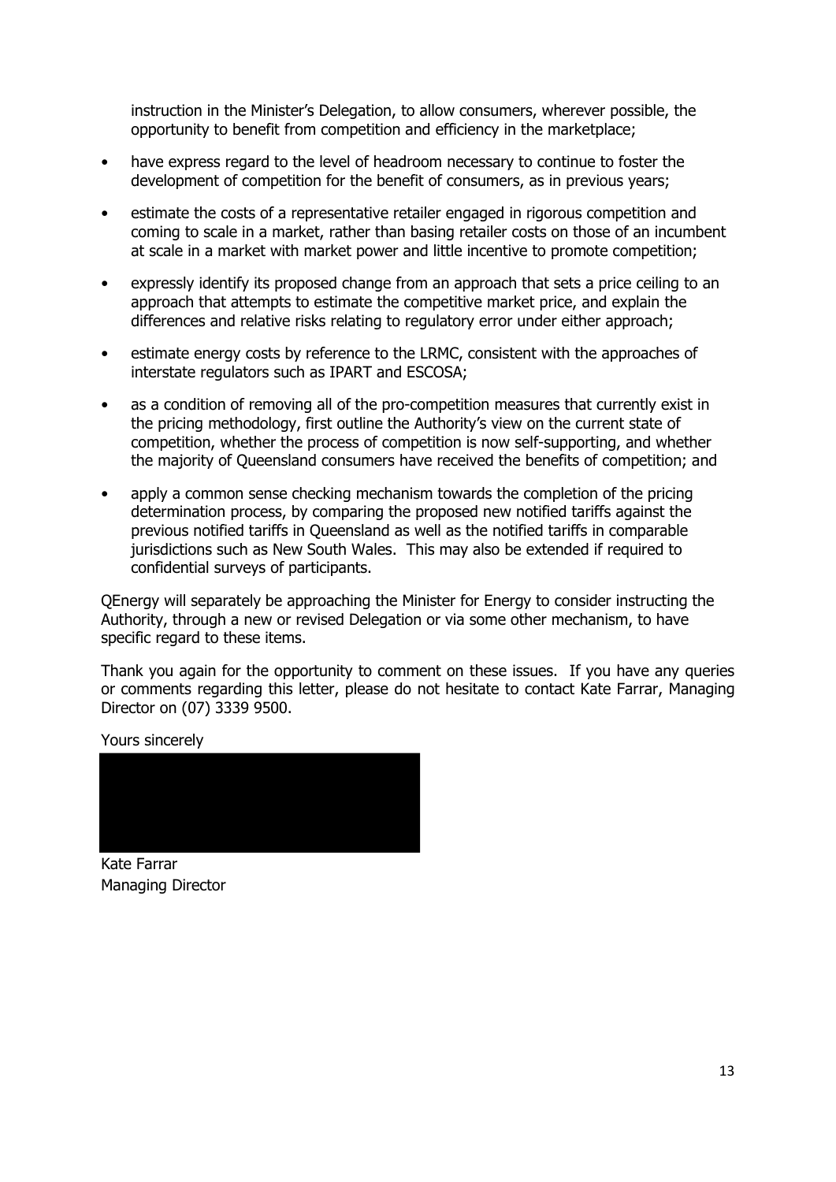instruction in the Minister's Delegation, to allow consumers, wherever possible, the opportunity to benefit from competition and efficiency in the marketplace;

- have express regard to the level of headroom necessary to continue to foster the development of competition for the benefit of consumers, as in previous years;
- estimate the costs of a representative retailer engaged in rigorous competition and coming to scale in a market, rather than basing retailer costs on those of an incumbent at scale in a market with market power and little incentive to promote competition;
- expressly identify its proposed change from an approach that sets a price ceiling to an approach that attempts to estimate the competitive market price, and explain the differences and relative risks relating to regulatory error under either approach;
- estimate energy costs by reference to the LRMC, consistent with the approaches of interstate regulators such as IPART and ESCOSA;
- as a condition of removing all of the pro-competition measures that currently exist in the pricing methodology, first outline the Authority's view on the current state of competition, whether the process of competition is now self-supporting, and whether the majority of Queensland consumers have received the benefits of competition; and
- apply a common sense checking mechanism towards the completion of the pricing determination process, by comparing the proposed new notified tariffs against the previous notified tariffs in Queensland as well as the notified tariffs in comparable jurisdictions such as New South Wales. This may also be extended if required to confidential surveys of participants.

QEnergy will separately be approaching the Minister for Energy to consider instructing the Authority, through a new or revised Delegation or via some other mechanism, to have specific regard to these items.

Thank you again for the opportunity to comment on these issues. If you have any queries or comments regarding this letter, please do not hesitate to contact Kate Farrar, Managing Director on (07) 3339 9500.

Yours sincerely

Kate Farrar
Managing Director